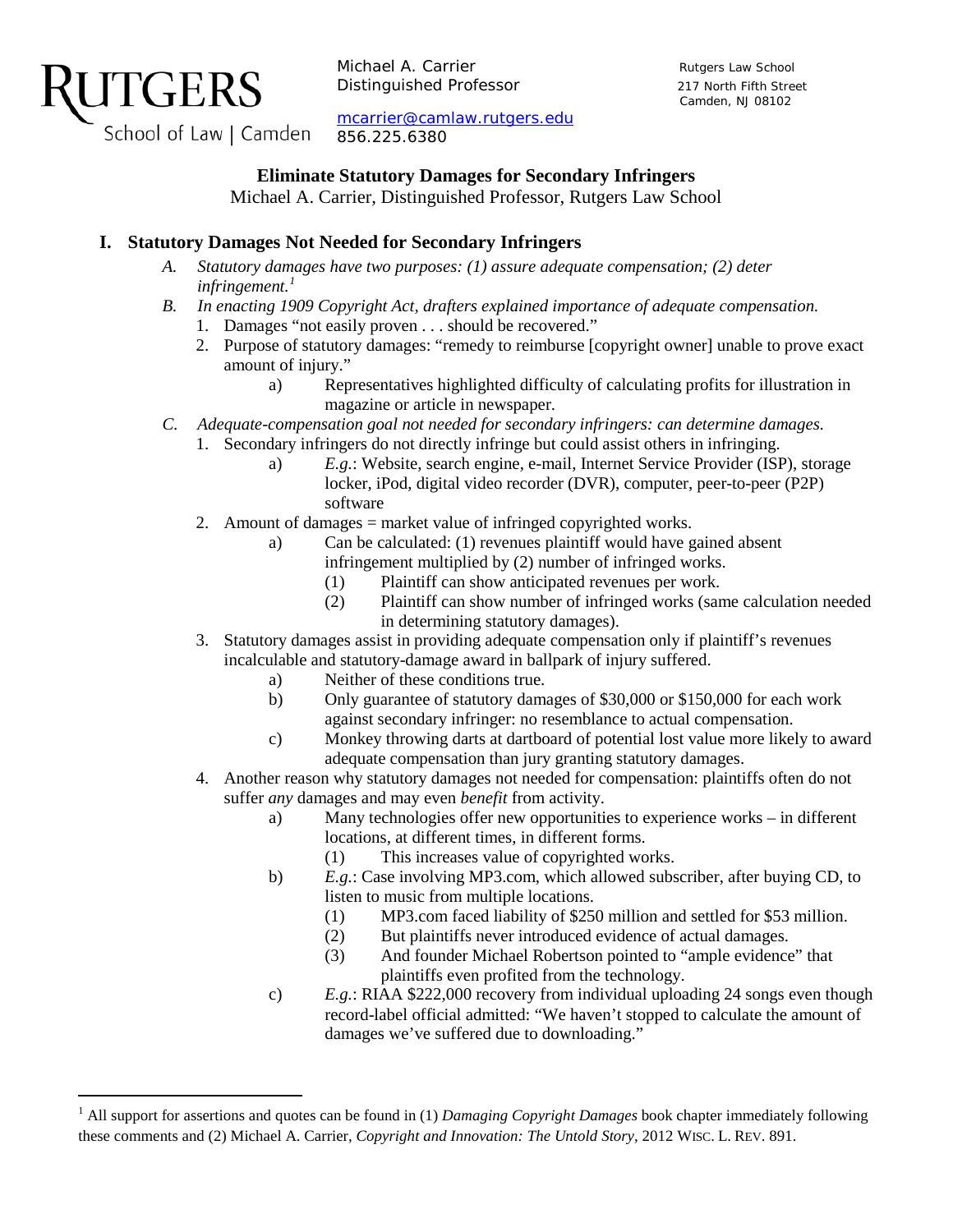RUTGERS
School of Law | Camden

Michael A. Carrier
Distinguished Professor

mcarrier@camlaw.rutgers.edu
856.225.6380

Rutgers Law School
217 North Fifth Street
Camden, NJ 08102

## Eliminate Statutory Damages for Secondary Infringers

Michael A. Carrier, Distinguished Professor, Rutgers Law School

### I. Statutory Damages Not Needed for Secondary Infringers

A. *Statutory damages have two purposes: (1) assure adequate compensation; (2) deter infringement.*[1]

B. *In enacting 1909 Copyright Act, drafters explained importance of adequate compensation.*
   1. Damages "not easily proven . . . should be recovered."
   2. Purpose of statutory damages: "remedy to reimburse [copyright owner] unable to prove exact amount of injury."
      a) Representatives highlighted difficulty of calculating profits for illustration in magazine or article in newspaper.

C. *Adequate-compensation goal not needed for secondary infringers: can determine damages.*
   1. Secondary infringers do not directly infringe but could assist others in infringing.
      a) *E.g.*: Website, search engine, e-mail, Internet Service Provider (ISP), storage locker, iPod, digital video recorder (DVR), computer, peer-to-peer (P2P) software
   2. Amount of damages = market value of infringed copyrighted works.
      a) Can be calculated: (1) revenues plaintiff would have gained absent infringement multiplied by (2) number of infringed works.
         (1) Plaintiff can show anticipated revenues per work.
         (2) Plaintiff can show number of infringed works (same calculation needed in determining statutory damages).
   3. Statutory damages assist in providing adequate compensation only if plaintiff's revenues incalculable and statutory-damage award in ballpark of injury suffered.
      a) Neither of these conditions true.
      b) Only guarantee of statutory damages of \$30,000 or \$150,000 for each work against secondary infringer: no resemblance to actual compensation.
      c) Monkey throwing darts at dartboard of potential lost value more likely to award adequate compensation than jury granting statutory damages.
   4. Another reason why statutory damages not needed for compensation: plaintiffs often do not suffer *any* damages and may even *benefit* from activity.
      a) Many technologies offer new opportunities to experience works – in different locations, at different times, in different forms.
         (1) This increases value of copyrighted works.
      b) *E.g.*: Case involving MP3.com, which allowed subscriber, after buying CD, to listen to music from multiple locations.
         (1) MP3.com faced liability of \$250 million and settled for \$53 million.
         (2) But plaintiffs never introduced evidence of actual damages.
         (3) And founder Michael Robertson pointed to "ample evidence" that plaintiffs even profited from the technology.
      c) *E.g.*: RIAA \$222,000 recovery from individual uploading 24 songs even though record-label official admitted: "We haven't stopped to calculate the amount of damages we've suffered due to downloading."

---

[1] All support for assertions and quotes can be found in (1) *Damaging Copyright Damages* book chapter immediately following these comments and (2) Michael A. Carrier, *Copyright and Innovation: The Untold Story*, 2012 WISC. L. REV. 891.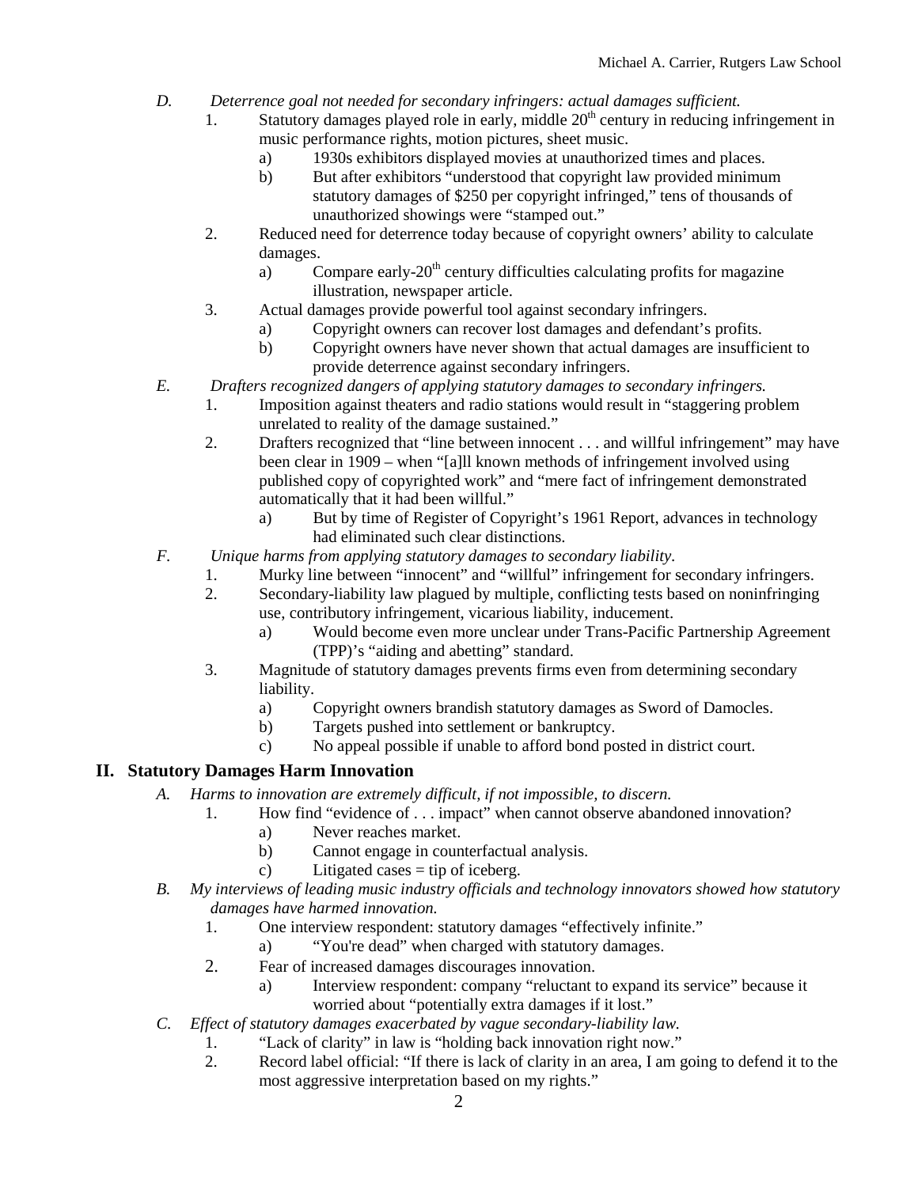- *D. Deterrence goal not needed for secondary infringers: actual damages sufficient.*
  1. Statutory damages played role in early, middle 20th century in reducing infringement in music performance rights, motion pictures, sheet music.
     - a) 1930s exhibitors displayed movies at unauthorized times and places.
     - b) But after exhibitors "understood that copyright law provided minimum statutory damages of $250 per copyright infringed," tens of thousands of unauthorized showings were "stamped out."
  2. Reduced need for deterrence today because of copyright owners' ability to calculate damages.
     - a) Compare early-20th century difficulties calculating profits for magazine illustration, newspaper article.
  3. Actual damages provide powerful tool against secondary infringers.
     - a) Copyright owners can recover lost damages and defendant's profits.
     - b) Copyright owners have never shown that actual damages are insufficient to provide deterrence against secondary infringers.
- *E. Drafters recognized dangers of applying statutory damages to secondary infringers.*
  1. Imposition against theaters and radio stations would result in "staggering problem unrelated to reality of the damage sustained."
  2. Drafters recognized that "line between innocent . . . and willful infringement" may have been clear in 1909 – when "[a]ll known methods of infringement involved using published copy of copyrighted work" and "mere fact of infringement demonstrated automatically that it had been willful."
     - a) But by time of Register of Copyright's 1961 Report, advances in technology had eliminated such clear distinctions.
- *F. Unique harms from applying statutory damages to secondary liability.*
  1. Murky line between "innocent" and "willful" infringement for secondary infringers.
  2. Secondary-liability law plagued by multiple, conflicting tests based on noninfringing use, contributory infringement, vicarious liability, inducement.
     - a) Would become even more unclear under Trans-Pacific Partnership Agreement (TPP)'s "aiding and abetting" standard.
  3. Magnitude of statutory damages prevents firms even from determining secondary liability.
     - a) Copyright owners brandish statutory damages as Sword of Damocles.
     - b) Targets pushed into settlement or bankruptcy.
     - c) No appeal possible if unable to afford bond posted in district court.

## II. Statutory Damages Harm Innovation

- *A. Harms to innovation are extremely difficult, if not impossible, to discern.*
  1. How find "evidence of . . . impact" when cannot observe abandoned innovation?
     - a) Never reaches market.
     - b) Cannot engage in counterfactual analysis.
     - c) Litigated cases = tip of iceberg.
- *B. My interviews of leading music industry officials and technology innovators showed how statutory damages have harmed innovation.*
  1. One interview respondent: statutory damages "effectively infinite."
     - a) "You're dead" when charged with statutory damages.
  2. Fear of increased damages discourages innovation.
     - a) Interview respondent: company "reluctant to expand its service" because it worried about "potentially extra damages if it lost."
- *C. Effect of statutory damages exacerbated by vague secondary-liability law.*
  1. "Lack of clarity" in law is "holding back innovation right now."
  2. Record label official: "If there is lack of clarity in an area, I am going to defend it to the most aggressive interpretation based on my rights."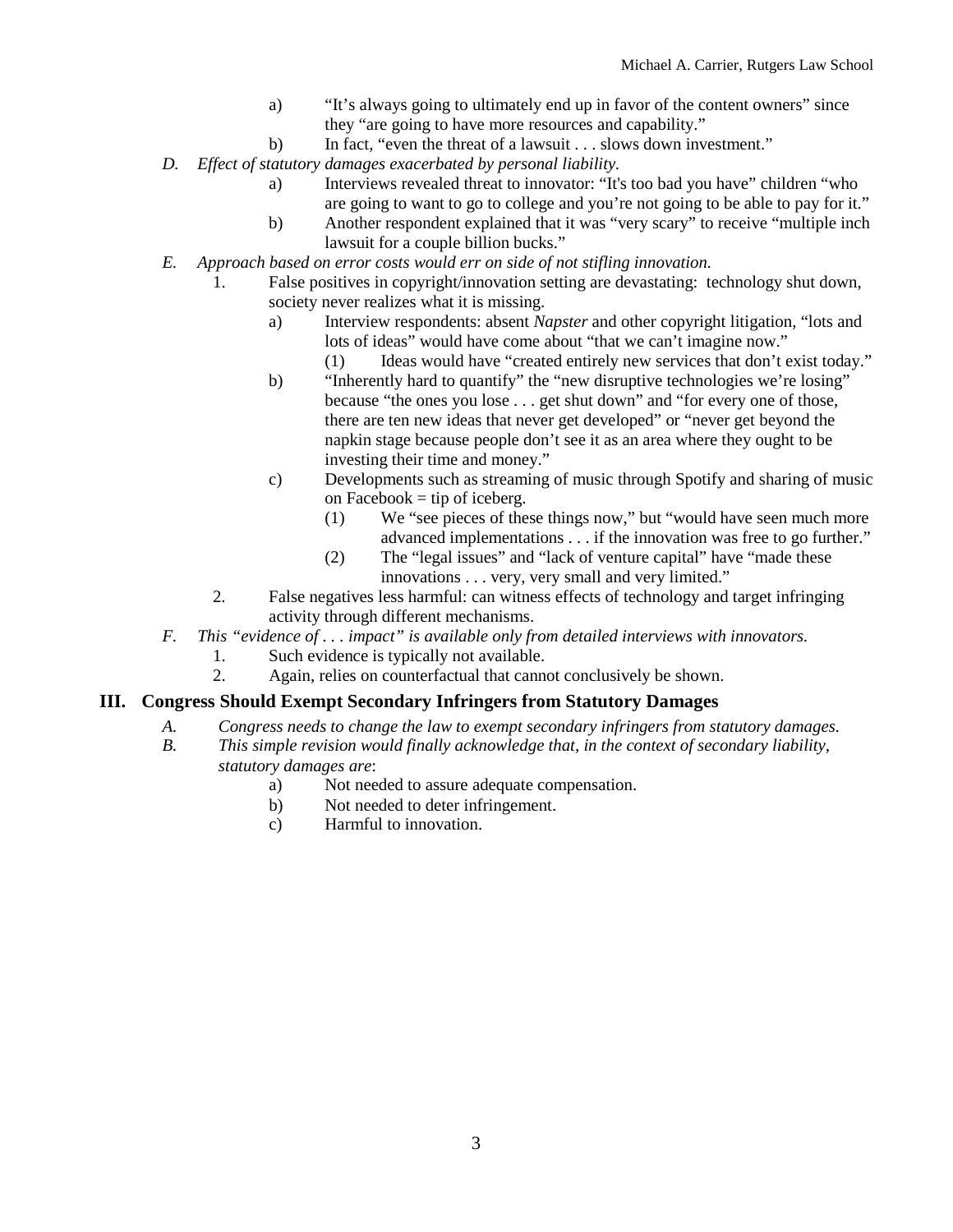a) "It's always going to ultimately end up in favor of the content owners" since they "are going to have more resources and capability."

b) In fact, "even the threat of a lawsuit . . . slows down investment."

*D. Effect of statutory damages exacerbated by personal liability.*

a) Interviews revealed threat to innovator: "It's too bad you have" children "who are going to want to go to college and you're not going to be able to pay for it."

b) Another respondent explained that it was "very scary" to receive "multiple inch lawsuit for a couple billion bucks."

*E. Approach based on error costs would err on side of not stifling innovation.*

1. False positives in copyright/innovation setting are devastating: technology shut down, society never realizes what it is missing.

   a) Interview respondents: absent *Napster* and other copyright litigation, "lots and lots of ideas" would have come about "that we can't imagine now."

      (1) Ideas would have "created entirely new services that don't exist today."

   b) "Inherently hard to quantify" the "new disruptive technologies we're losing" because "the ones you lose . . . get shut down" and "for every one of those, there are ten new ideas that never get developed" or "never get beyond the napkin stage because people don't see it as an area where they ought to be investing their time and money."

   c) Developments such as streaming of music through Spotify and sharing of music on Facebook = tip of iceberg.

      (1) We "see pieces of these things now," but "would have seen much more advanced implementations . . . if the innovation was free to go further."

      (2) The "legal issues" and "lack of venture capital" have "made these innovations . . . very, very small and very limited."

2. False negatives less harmful: can witness effects of technology and target infringing activity through different mechanisms.

*F. This "evidence of . . . impact" is available only from detailed interviews with innovators.*

1. Such evidence is typically not available.
2. Again, relies on counterfactual that cannot conclusively be shown.

## III. Congress Should Exempt Secondary Infringers from Statutory Damages

*A. Congress needs to change the law to exempt secondary infringers from statutory damages.*

*B. This simple revision would finally acknowledge that, in the context of secondary liability, statutory damages are*:

a) Not needed to assure adequate compensation.

b) Not needed to deter infringement.

c) Harmful to innovation.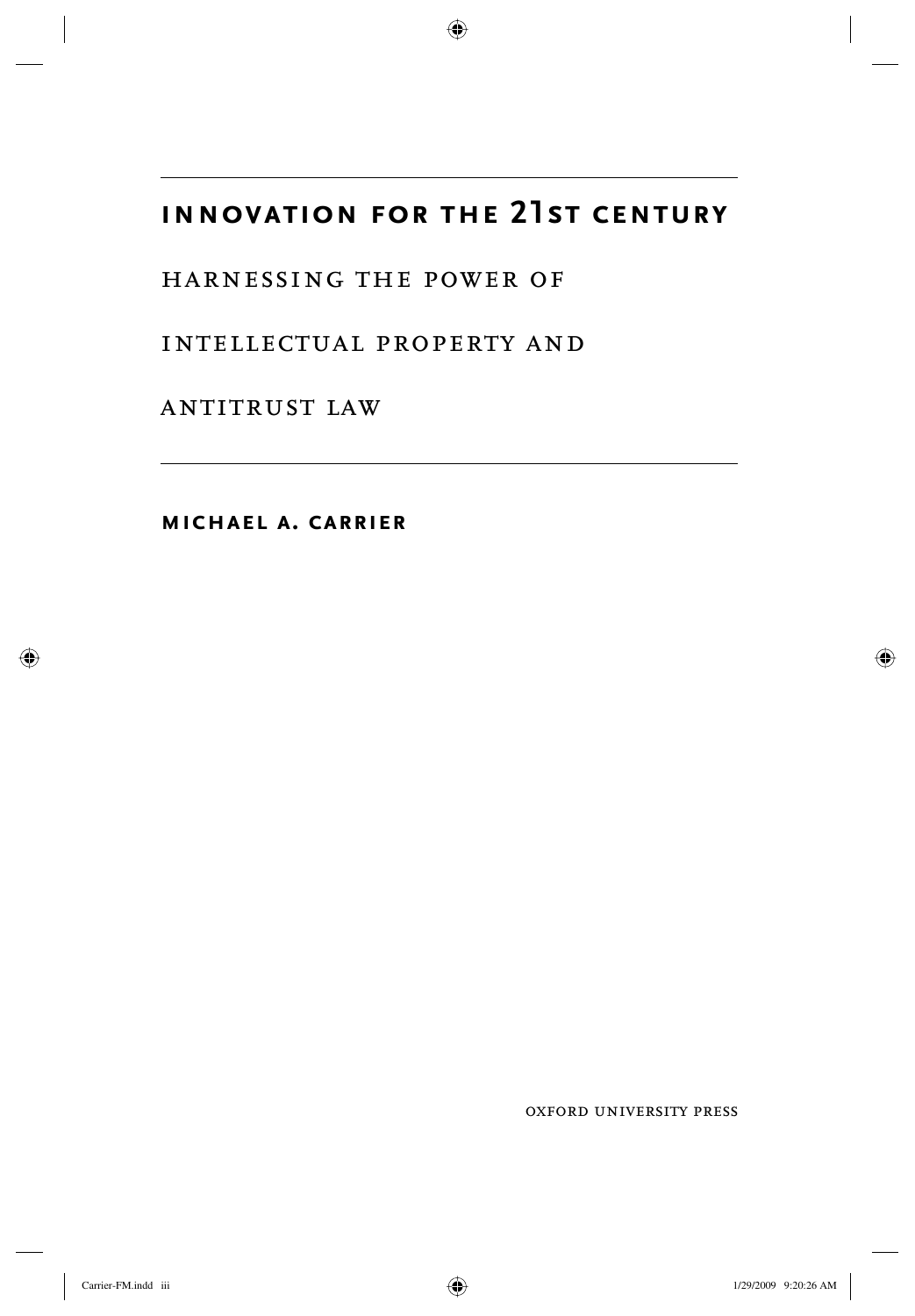# INNOVATION FOR THE 21ST CENTURY

## HARNESSING THE POWER OF INTELLECTUAL PROPERTY AND ANTITRUST LAW

**MICHAEL A. CARRIER**

OXFORD UNIVERSITY PRESS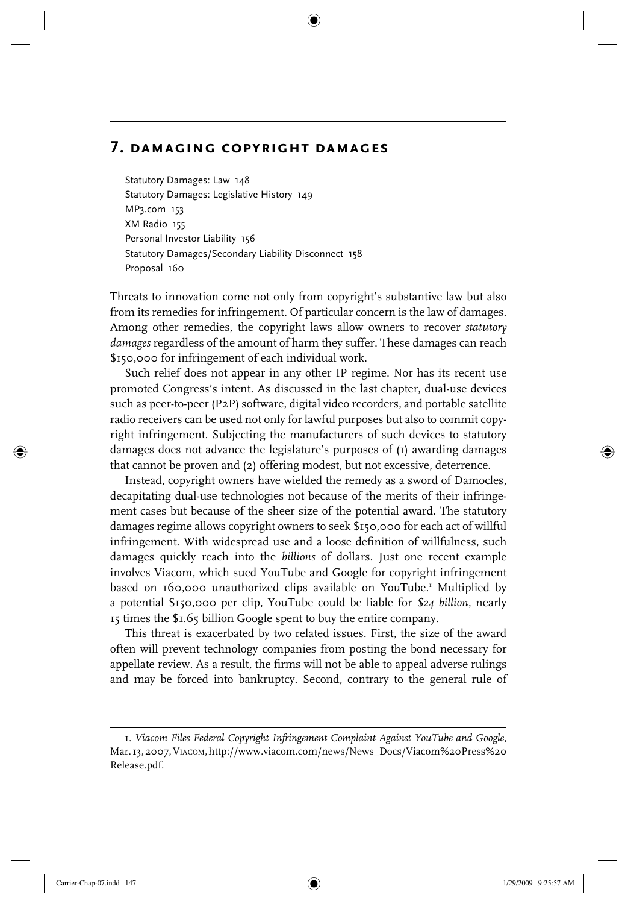# 7. damaging copyright damages

Statutory Damages: Law 148
Statutory Damages: Legislative History 149
MP3.com 153
XM Radio 155
Personal Investor Liability 156
Statutory Damages/Secondary Liability Disconnect 158
Proposal 160

Threats to innovation come not only from copyright's substantive law but also from its remedies for infringement. Of particular concern is the law of damages. Among other remedies, the copyright laws allow owners to recover *statutory damages* regardless of the amount of harm they suffer. These damages can reach $150,000 for infringement of each individual work.

Such relief does not appear in any other IP regime. Nor has its recent use promoted Congress's intent. As discussed in the last chapter, dual-use devices such as peer-to-peer (P2P) software, digital video recorders, and portable satellite radio receivers can be used not only for lawful purposes but also to commit copyright infringement. Subjecting the manufacturers of such devices to statutory damages does not advance the legislature's purposes of (1) awarding damages that cannot be proven and (2) offering modest, but not excessive, deterrence.

Instead, copyright owners have wielded the remedy as a sword of Damocles, decapitating dual-use technologies not because of the merits of their infringement cases but because of the sheer size of the potential award. The statutory damages regime allows copyright owners to seek $150,000 for each act of willful infringement. With widespread use and a loose definition of willfulness, such damages quickly reach into the *billions* of dollars. Just one recent example involves Viacom, which sued YouTube and Google for copyright infringement based on 160,000 unauthorized clips available on YouTube.[1] Multiplied by a potential $150,000 per clip, YouTube could be liable for *$24 billion*, nearly 15 times the $1.65 billion Google spent to buy the entire company.

This threat is exacerbated by two related issues. First, the size of the award often will prevent technology companies from posting the bond necessary for appellate review. As a result, the firms will not be able to appeal adverse rulings and may be forced into bankruptcy. Second, contrary to the general rule of

---

1. *Viacom Files Federal Copyright Infringement Complaint Against YouTube and Google*, Mar. 13, 2007, Viacom, http://www.viacom.com/news/News_Docs/Viacom%20Press%20Release.pdf.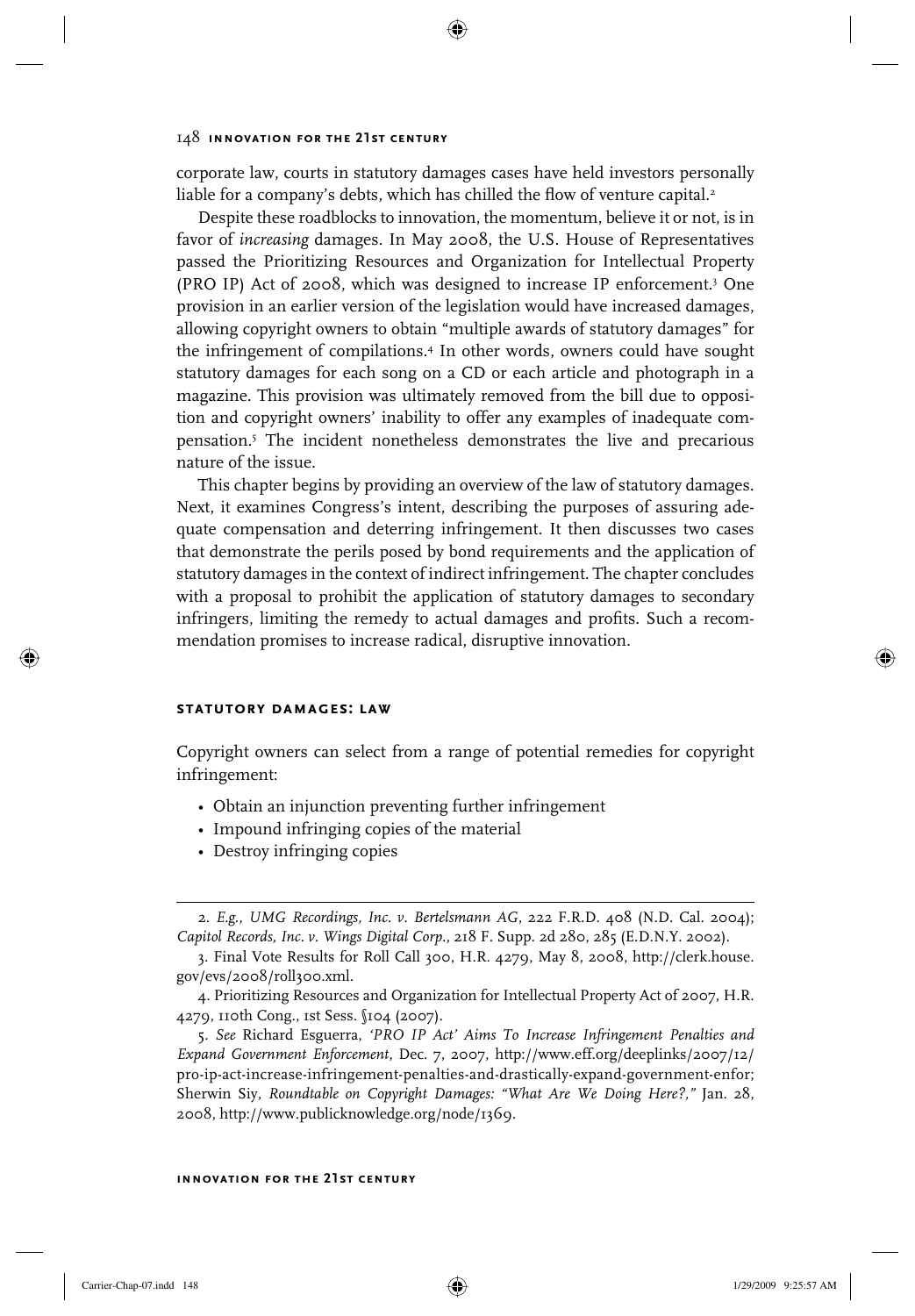corporate law, courts in statutory damages cases have held investors personally liable for a company's debts, which has chilled the flow of venture capital.[2]

Despite these roadblocks to innovation, the momentum, believe it or not, is in favor of *increasing* damages. In May 2008, the U.S. House of Representatives passed the Prioritizing Resources and Organization for Intellectual Property (PRO IP) Act of 2008, which was designed to increase IP enforcement.[3] One provision in an earlier version of the legislation would have increased damages, allowing copyright owners to obtain "multiple awards of statutory damages" for the infringement of compilations.[4] In other words, owners could have sought statutory damages for each song on a CD or each article and photograph in a magazine. This provision was ultimately removed from the bill due to opposition and copyright owners' inability to offer any examples of inadequate compensation.[5] The incident nonetheless demonstrates the live and precarious nature of the issue.

This chapter begins by providing an overview of the law of statutory damages. Next, it examines Congress's intent, describing the purposes of assuring adequate compensation and deterring infringement. It then discusses two cases that demonstrate the perils posed by bond requirements and the application of statutory damages in the context of indirect infringement. The chapter concludes with a proposal to prohibit the application of statutory damages to secondary infringers, limiting the remedy to actual damages and profits. Such a recommendation promises to increase radical, disruptive innovation.

## STATUTORY DAMAGES: LAW

Copyright owners can select from a range of potential remedies for copyright infringement:

- Obtain an injunction preventing further infringement
- Impound infringing copies of the material
- Destroy infringing copies

---

2. *E.g.*, *UMG Recordings, Inc. v. Bertelsmann AG*, 222 F.R.D. 408 (N.D. Cal. 2004); *Capitol Records, Inc. v. Wings Digital Corp.*, 218 F. Supp. 2d 280, 285 (E.D.N.Y. 2002).

3. Final Vote Results for Roll Call 300, H.R. 4279, May 8, 2008, http://clerk.house.gov/evs/2008/roll300.xml.

4. Prioritizing Resources and Organization for Intellectual Property Act of 2007, H.R. 4279, 110th Cong., 1st Sess. §104 (2007).

5. *See* Richard Esguerra, *'PRO IP Act' Aims To Increase Infringement Penalties and Expand Government Enforcement*, Dec. 7, 2007, http://www.eff.org/deeplinks/2007/12/pro-ip-act-increase-infringement-penalties-and-drastically-expand-government-enfor; Sherwin Siy, *Roundtable on Copyright Damages: "What Are We Doing Here?,"* Jan. 28, 2008, http://www.publicknowledge.org/node/1369.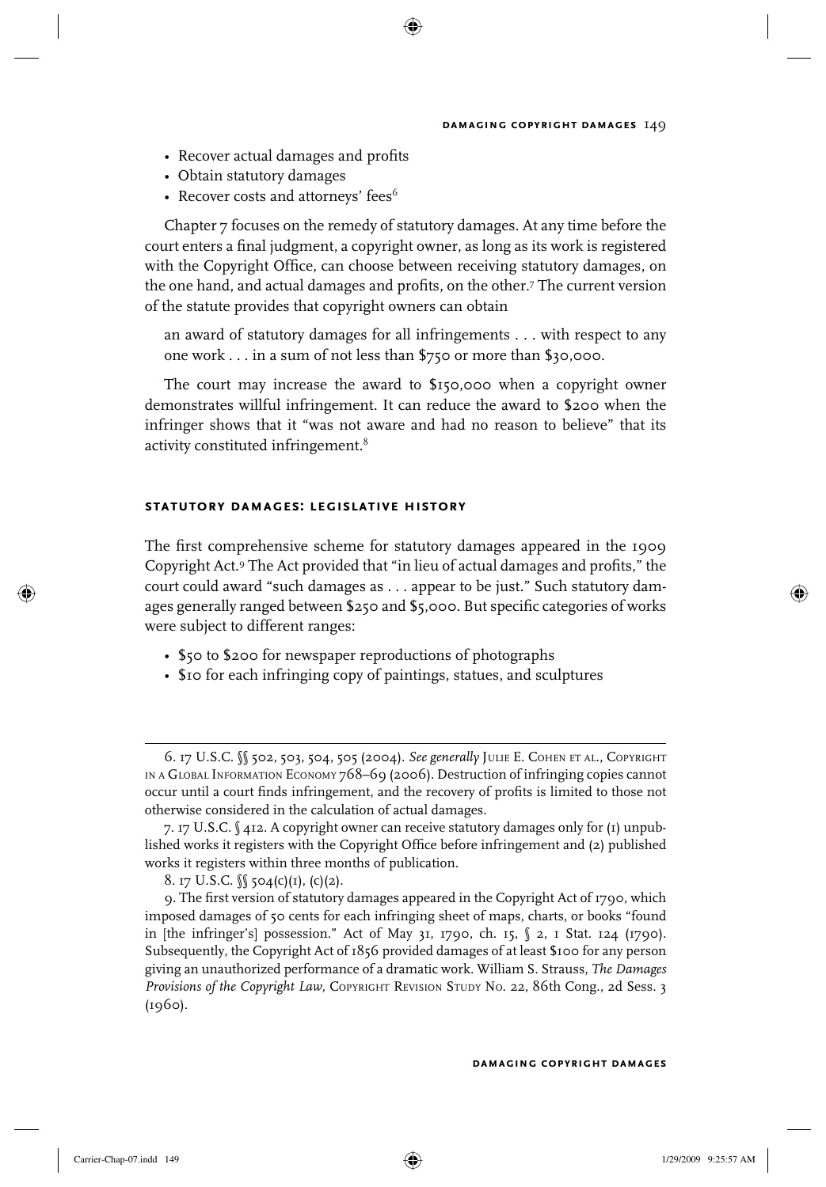- Recover actual damages and profits
- Obtain statutory damages
- Recover costs and attorneys' fees[6]

Chapter 7 focuses on the remedy of statutory damages. At any time before the court enters a final judgment, a copyright owner, as long as its work is registered with the Copyright Office, can choose between receiving statutory damages, on the one hand, and actual damages and profits, on the other.[7] The current version of the statute provides that copyright owners can obtain

> an award of statutory damages for all infringements . . . with respect to any one work . . . in a sum of not less than $750 or more than $30,000.

The court may increase the award to $150,000 when a copyright owner demonstrates willful infringement. It can reduce the award to $200 when the infringer shows that it "was not aware and had no reason to believe" that its activity constituted infringement.[8]

## statutory damages: legislative history

The first comprehensive scheme for statutory damages appeared in the 1909 Copyright Act.[9] The Act provided that "in lieu of actual damages and profits," the court could award "such damages as . . . appear to be just." Such statutory damages generally ranged between $250 and $5,000. But specific categories of works were subject to different ranges:

- $50 to $200 for newspaper reproductions of photographs
- $10 for each infringing copy of paintings, statues, and sculptures

---

6. 17 U.S.C. §§ 502, 503, 504, 505 (2004). *See generally* Julie E. Cohen et al., Copyright in a Global Information Economy 768–69 (2006). Destruction of infringing copies cannot occur until a court finds infringement, and the recovery of profits is limited to those not otherwise considered in the calculation of actual damages.

7. 17 U.S.C. § 412. A copyright owner can receive statutory damages only for (1) unpublished works it registers with the Copyright Office before infringement and (2) published works it registers within three months of publication.

8. 17 U.S.C. §§ 504(c)(1), (c)(2).

9. The first version of statutory damages appeared in the Copyright Act of 1790, which imposed damages of 50 cents for each infringing sheet of maps, charts, or books "found in [the infringer's] possession." Act of May 31, 1790, ch. 15, § 2, 1 Stat. 124 (1790). Subsequently, the Copyright Act of 1856 provided damages of at least $100 for any person giving an unauthorized performance of a dramatic work. William S. Strauss, *The Damages Provisions of the Copyright Law,* Copyright Revision Study No. 22, 86th Cong., 2d Sess. 3 (1960).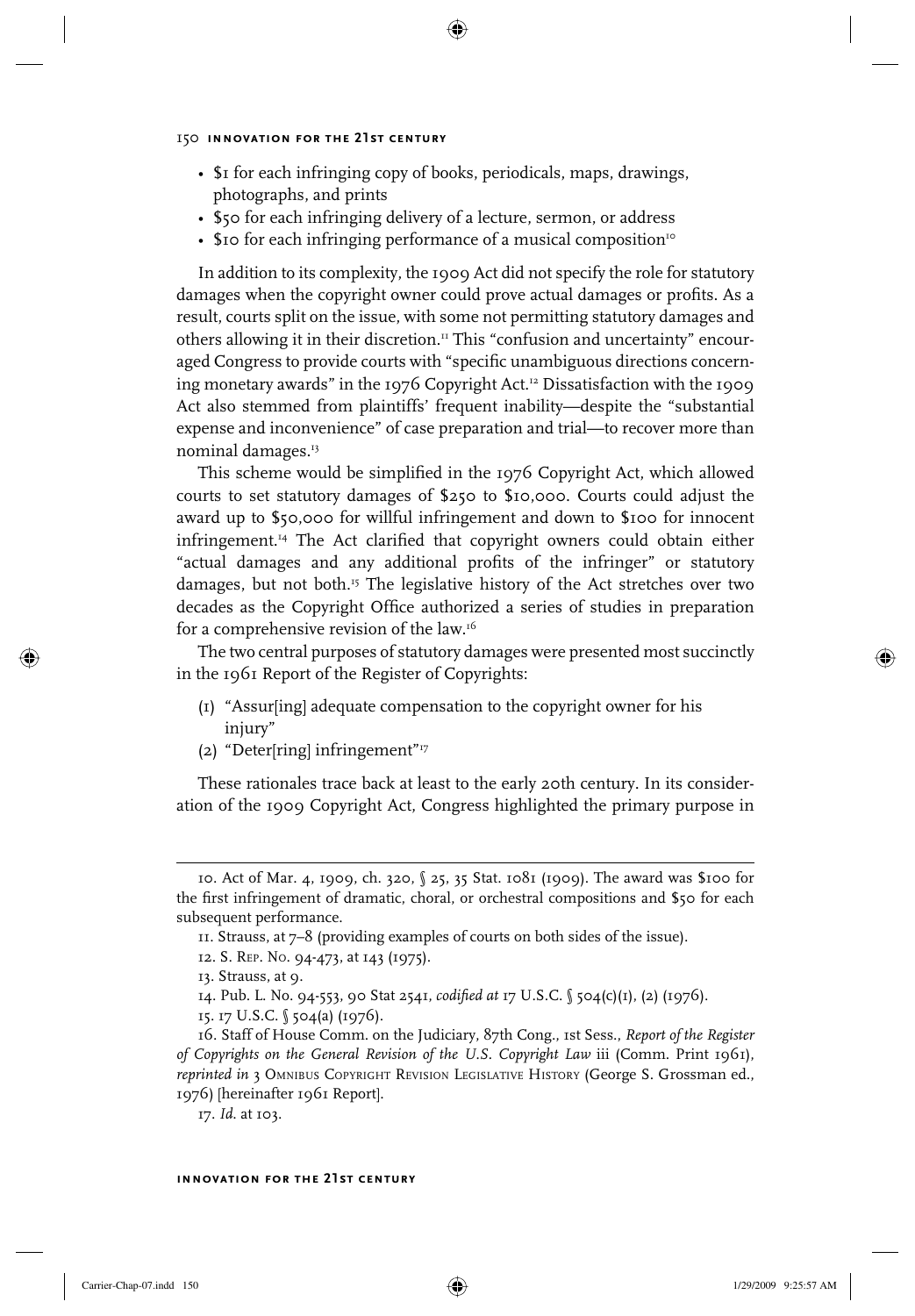- $1 for each infringing copy of books, periodicals, maps, drawings, photographs, and prints
- $50 for each infringing delivery of a lecture, sermon, or address
- $10 for each infringing performance of a musical composition[10]

In addition to its complexity, the 1909 Act did not specify the role for statutory damages when the copyright owner could prove actual damages or profits. As a result, courts split on the issue, with some not permitting statutory damages and others allowing it in their discretion.[11] This "confusion and uncertainty" encouraged Congress to provide courts with "specific unambiguous directions concerning monetary awards" in the 1976 Copyright Act.[12] Dissatisfaction with the 1909 Act also stemmed from plaintiffs' frequent inability—despite the "substantial expense and inconvenience" of case preparation and trial—to recover more than nominal damages.[13]

This scheme would be simplified in the 1976 Copyright Act, which allowed courts to set statutory damages of $250 to $10,000. Courts could adjust the award up to $50,000 for willful infringement and down to $100 for innocent infringement.[14] The Act clarified that copyright owners could obtain either "actual damages and any additional profits of the infringer" or statutory damages, but not both.[15] The legislative history of the Act stretches over two decades as the Copyright Office authorized a series of studies in preparation for a comprehensive revision of the law.[16]

The two central purposes of statutory damages were presented most succinctly in the 1961 Report of the Register of Copyrights:

(1) "Assur[ing] adequate compensation to the copyright owner for his injury"
(2) "Deter[ring] infringement"[17]

These rationales trace back at least to the early 20th century. In its consideration of the 1909 Copyright Act, Congress highlighted the primary purpose in

---

10. Act of Mar. 4, 1909, ch. 320, § 25, 35 Stat. 1081 (1909). The award was $100 for the first infringement of dramatic, choral, or orchestral compositions and $50 for each subsequent performance.

11. Strauss, at 7–8 (providing examples of courts on both sides of the issue).

12. S. Rep. No. 94-473, at 143 (1975).

13. Strauss, at 9.

14. Pub. L. No. 94-553, 90 Stat 2541, *codified at* 17 U.S.C. § 504(c)(1), (2) (1976).

15. 17 U.S.C. § 504(a) (1976).

16. Staff of House Comm. on the Judiciary, 87th Cong., 1st Sess., *Report of the Register of Copyrights on the General Revision of the U.S. Copyright Law* iii (Comm. Print 1961), *reprinted in* 3 Omnibus Copyright Revision Legislative History (George S. Grossman ed., 1976) [hereinafter 1961 Report].

17. *Id.* at 103.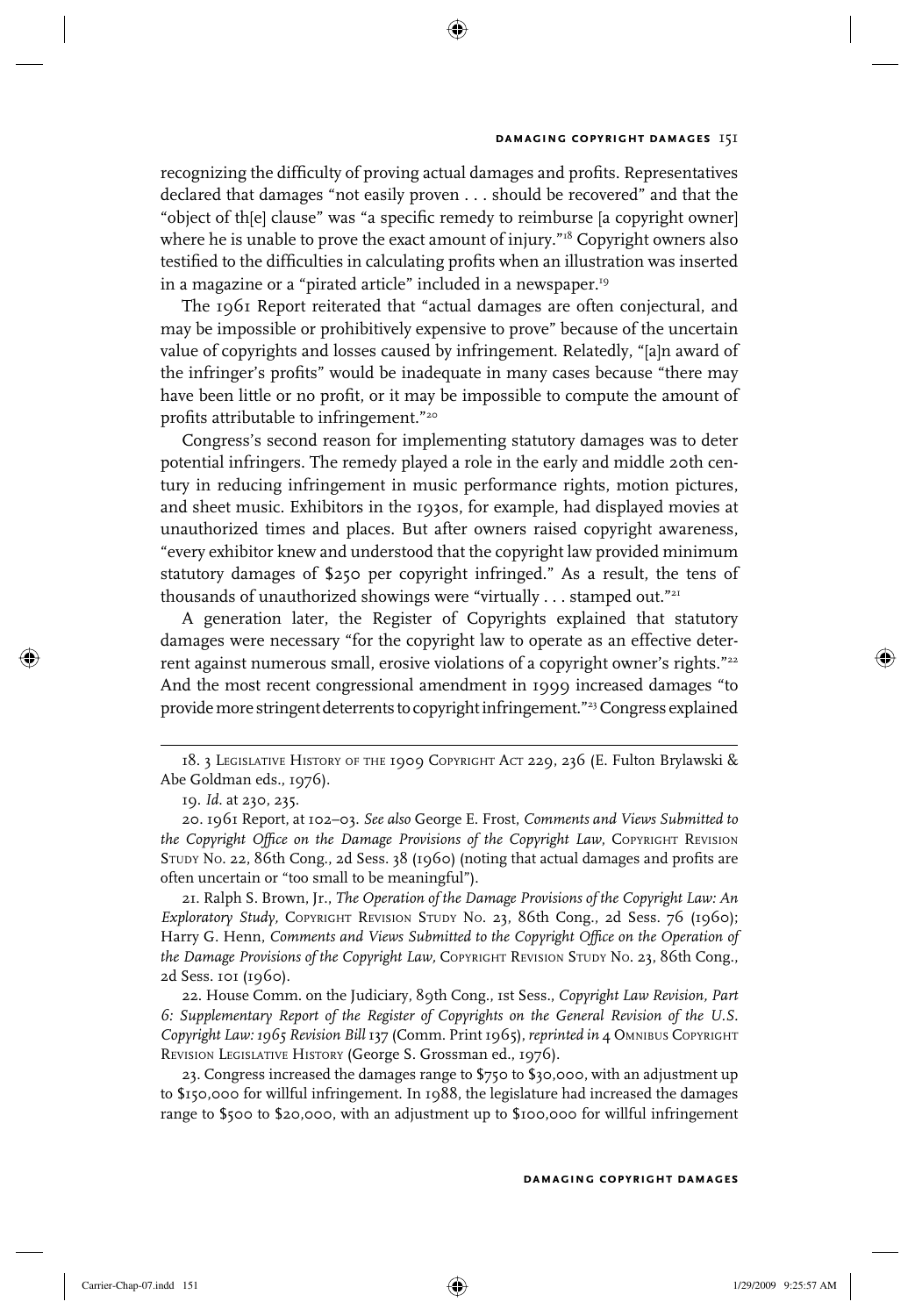recognizing the difficulty of proving actual damages and profits. Representatives declared that damages "not easily proven . . . should be recovered" and that the "object of th[e] clause" was "a specific remedy to reimburse [a copyright owner] where he is unable to prove the exact amount of injury."[18] Copyright owners also testified to the difficulties in calculating profits when an illustration was inserted in a magazine or a "pirated article" included in a newspaper.[19]

The 1961 Report reiterated that "actual damages are often conjectural, and may be impossible or prohibitively expensive to prove" because of the uncertain value of copyrights and losses caused by infringement. Relatedly, "[a]n award of the infringer's profits" would be inadequate in many cases because "there may have been little or no profit, or it may be impossible to compute the amount of profits attributable to infringement."[20]

Congress's second reason for implementing statutory damages was to deter potential infringers. The remedy played a role in the early and middle 20th century in reducing infringement in music performance rights, motion pictures, and sheet music. Exhibitors in the 1930s, for example, had displayed movies at unauthorized times and places. But after owners raised copyright awareness, "every exhibitor knew and understood that the copyright law provided minimum statutory damages of $250 per copyright infringed." As a result, the tens of thousands of unauthorized showings were "virtually . . . stamped out."[21]

A generation later, the Register of Copyrights explained that statutory damages were necessary "for the copyright law to operate as an effective deterrent against numerous small, erosive violations of a copyright owner's rights."[22] And the most recent congressional amendment in 1999 increased damages "to provide more stringent deterrents to copyright infringement."[23] Congress explained

---

18. 3 Legislative History of the 1909 Copyright Act 229, 236 (E. Fulton Brylawski & Abe Goldman eds., 1976).

19. *Id.* at 230, 235.

20. 1961 Report, at 102–03. *See also* George E. Frost, *Comments and Views Submitted to the Copyright Office on the Damage Provisions of the Copyright Law*, Copyright Revision Study No. 22, 86th Cong., 2d Sess. 38 (1960) (noting that actual damages and profits are often uncertain or "too small to be meaningful").

21. Ralph S. Brown, Jr., *The Operation of the Damage Provisions of the Copyright Law: An Exploratory Study*, Copyright Revision Study No. 23, 86th Cong., 2d Sess. 76 (1960); Harry G. Henn, *Comments and Views Submitted to the Copyright Office on the Operation of the Damage Provisions of the Copyright Law*, Copyright Revision Study No. 23, 86th Cong., 2d Sess. 101 (1960).

22. House Comm. on the Judiciary, 89th Cong., 1st Sess., *Copyright Law Revision, Part 6: Supplementary Report of the Register of Copyrights on the General Revision of the U.S. Copyright Law: 1965 Revision Bill* 137 (Comm. Print 1965), *reprinted in* 4 Omnibus Copyright Revision Legislative History (George S. Grossman ed., 1976).

23. Congress increased the damages range to $750 to $30,000, with an adjustment up to $150,000 for willful infringement. In 1988, the legislature had increased the damages range to $500 to $20,000, with an adjustment up to $100,000 for willful infringement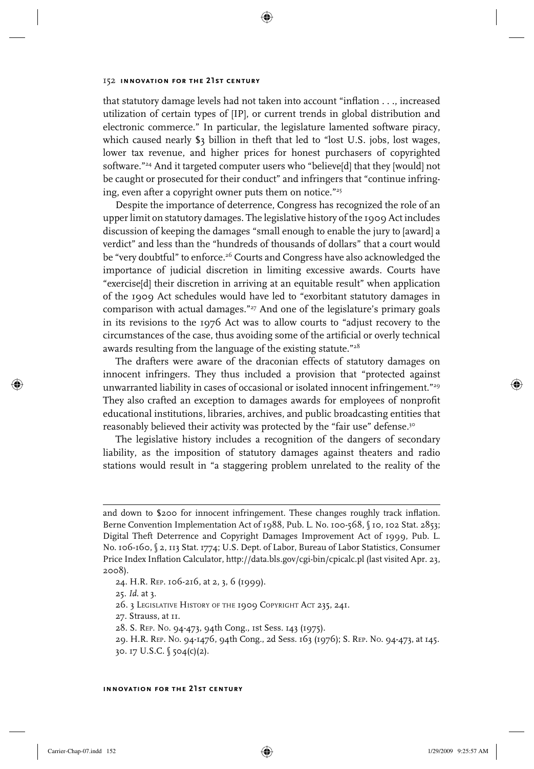that statutory damage levels had not taken into account "inflation . . ., increased utilization of certain types of [IP], or current trends in global distribution and electronic commerce." In particular, the legislature lamented software piracy, which caused nearly $3 billion in theft that led to "lost U.S. jobs, lost wages, lower tax revenue, and higher prices for honest purchasers of copyrighted software."[24] And it targeted computer users who "believe[d] that they [would] not be caught or prosecuted for their conduct" and infringers that "continue infringing, even after a copyright owner puts them on notice."[25]

Despite the importance of deterrence, Congress has recognized the role of an upper limit on statutory damages. The legislative history of the 1909 Act includes discussion of keeping the damages "small enough to enable the jury to [award] a verdict" and less than the "hundreds of thousands of dollars" that a court would be "very doubtful" to enforce.[26] Courts and Congress have also acknowledged the importance of judicial discretion in limiting excessive awards. Courts have "exercise[d] their discretion in arriving at an equitable result" when application of the 1909 Act schedules would have led to "exorbitant statutory damages in comparison with actual damages."[27] And one of the legislature's primary goals in its revisions to the 1976 Act was to allow courts to "adjust recovery to the circumstances of the case, thus avoiding some of the artificial or overly technical awards resulting from the language of the existing statute."[28]

The drafters were aware of the draconian effects of statutory damages on innocent infringers. They thus included a provision that "protected against unwarranted liability in cases of occasional or isolated innocent infringement."[29] They also crafted an exception to damages awards for employees of nonprofit educational institutions, libraries, archives, and public broadcasting entities that reasonably believed their activity was protected by the "fair use" defense.[30]

The legislative history includes a recognition of the dangers of secondary liability, as the imposition of statutory damages against theaters and radio stations would result in "a staggering problem unrelated to the reality of the

---

and down to $200 for innocent infringement. These changes roughly track inflation. Berne Convention Implementation Act of 1988, Pub. L. No. 100-568, § 10, 102 Stat. 2853; Digital Theft Deterrence and Copyright Damages Improvement Act of 1999, Pub. L. No. 106-160, § 2, 113 Stat. 1774; U.S. Dept. of Labor, Bureau of Labor Statistics, Consumer Price Index Inflation Calculator, http://data.bls.gov/cgi-bin/cpicalc.pl (last visited Apr. 23, 2008).

24. H.R. Rep. 106-216, at 2, 3, 6 (1999).

25. *Id.* at 3.

26. 3 Legislative History of the 1909 Copyright Act 235, 241.

27. Strauss, at 11.

28. S. Rep. No. 94-473, 94th Cong., 1st Sess. 143 (1975).

29. H.R. Rep. No. 94-1476, 94th Cong., 2d Sess. 163 (1976); S. Rep. No. 94-473, at 145.

30. 17 U.S.C. § 504(c)(2).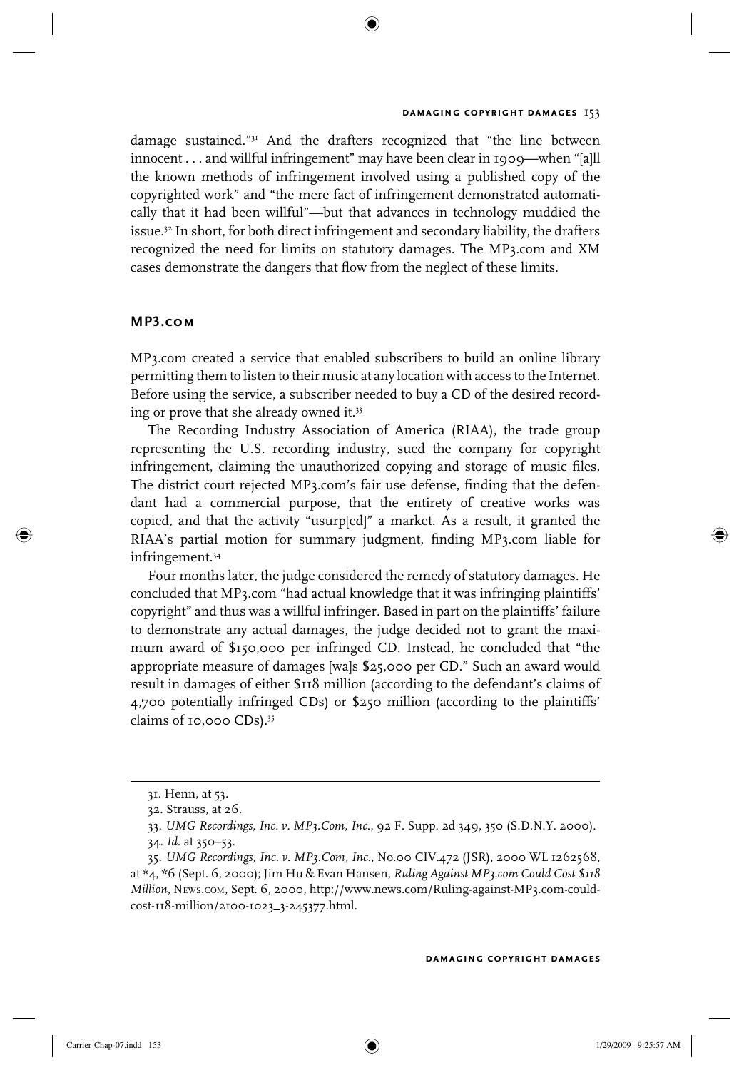damage sustained."[31] And the drafters recognized that "the line between innocent . . . and willful infringement" may have been clear in 1909—when "[a]ll the known methods of infringement involved using a published copy of the copyrighted work" and "the mere fact of infringement demonstrated automatically that it had been willful"—but that advances in technology muddied the issue.[32] In short, for both direct infringement and secondary liability, the drafters recognized the need for limits on statutory damages. The MP3.com and XM cases demonstrate the dangers that flow from the neglect of these limits.

## MP3.com

MP3.com created a service that enabled subscribers to build an online library permitting them to listen to their music at any location with access to the Internet. Before using the service, a subscriber needed to buy a CD of the desired recording or prove that she already owned it.[33]

The Recording Industry Association of America (RIAA), the trade group representing the U.S. recording industry, sued the company for copyright infringement, claiming the unauthorized copying and storage of music files. The district court rejected MP3.com's fair use defense, finding that the defendant had a commercial purpose, that the entirety of creative works was copied, and that the activity "usurp[ed]" a market. As a result, it granted the RIAA's partial motion for summary judgment, finding MP3.com liable for infringement.[34]

Four months later, the judge considered the remedy of statutory damages. He concluded that MP3.com "had actual knowledge that it was infringing plaintiffs' copyright" and thus was a willful infringer. Based in part on the plaintiffs' failure to demonstrate any actual damages, the judge decided not to grant the maximum award of $150,000 per infringed CD. Instead, he concluded that "the appropriate measure of damages [wa]s $25,000 per CD." Such an award would result in damages of either $118 million (according to the defendant's claims of 4,700 potentially infringed CDs) or $250 million (according to the plaintiffs' claims of 10,000 CDs).[35]

---

31. Henn, at 53.

32. Strauss, at 26.

33. *UMG Recordings, Inc. v. MP3.Com, Inc.*, 92 F. Supp. 2d 349, 350 (S.D.N.Y. 2000).

34. *Id.* at 350–53.

35. *UMG Recordings, Inc. v. MP3.Com, Inc.*, No.00 CIV.472 (JSR), 2000 WL 1262568, at *4, *6 (Sept. 6, 2000); Jim Hu & Evan Hansen, *Ruling Against MP3.com Could Cost $118 Million*, News.com, Sept. 6, 2000, http://www.news.com/Ruling-against-MP3.com-could-cost-118-million/2100-1023_3-245377.html.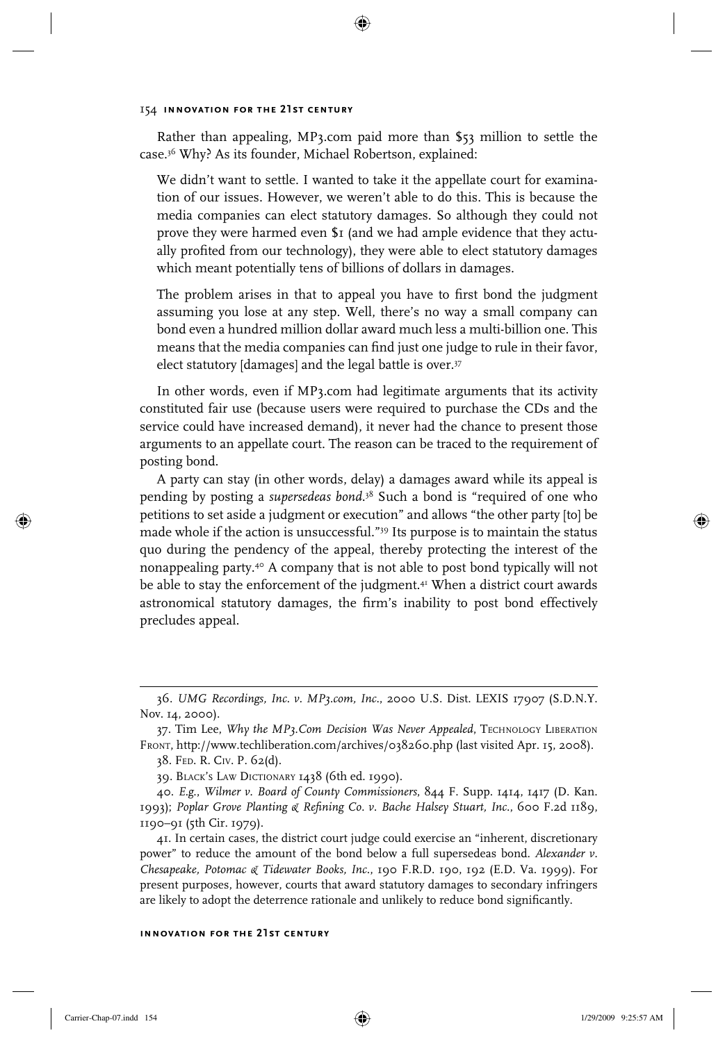Rather than appealing, MP3.com paid more than $53 million to settle the case.[36] Why? As its founder, Michael Robertson, explained:

> We didn't want to settle. I wanted to take it the appellate court for examination of our issues. However, we weren't able to do this. This is because the media companies can elect statutory damages. So although they could not prove they were harmed even $1 (and we had ample evidence that they actually profited from our technology), they were able to elect statutory damages which meant potentially tens of billions of dollars in damages.
>
> The problem arises in that to appeal you have to first bond the judgment assuming you lose at any step. Well, there's no way a small company can bond even a hundred million dollar award much less a multi-billion one. This means that the media companies can find just one judge to rule in their favor, elect statutory [damages] and the legal battle is over.[37]

In other words, even if MP3.com had legitimate arguments that its activity constituted fair use (because users were required to purchase the CDs and the service could have increased demand), it never had the chance to present those arguments to an appellate court. The reason can be traced to the requirement of posting bond.

A party can stay (in other words, delay) a damages award while its appeal is pending by posting a *supersedeas bond*.[38] Such a bond is "required of one who petitions to set aside a judgment or execution" and allows "the other party [to] be made whole if the action is unsuccessful."[39] Its purpose is to maintain the status quo during the pendency of the appeal, thereby protecting the interest of the nonappealing party.[40] A company that is not able to post bond typically will not be able to stay the enforcement of the judgment.[41] When a district court awards astronomical statutory damages, the firm's inability to post bond effectively precludes appeal.

---

36. *UMG Recordings, Inc. v. MP3.com, Inc.*, 2000 U.S. Dist. LEXIS 17907 (S.D.N.Y. Nov. 14, 2000).

37. Tim Lee, *Why the MP3.Com Decision Was Never Appealed*, Technology Liberation Front, http://www.techliberation.com/archives/038260.php (last visited Apr. 15, 2008).

38. Fed. R. Civ. P. 62(d).

39. Black's Law Dictionary 1438 (6th ed. 1990).

40. *E.g.*, *Wilmer v. Board of County Commissioners*, 844 F. Supp. 1414, 1417 (D. Kan. 1993); *Poplar Grove Planting & Refining Co. v. Bache Halsey Stuart, Inc.*, 600 F.2d 1189, 1190–91 (5th Cir. 1979).

41. In certain cases, the district court judge could exercise an "inherent, discretionary power" to reduce the amount of the bond below a full supersedeas bond. *Alexander v. Chesapeake, Potomac & Tidewater Books, Inc.*, 190 F.R.D. 190, 192 (E.D. Va. 1999). For present purposes, however, courts that award statutory damages to secondary infringers are likely to adopt the deterrence rationale and unlikely to reduce bond significantly.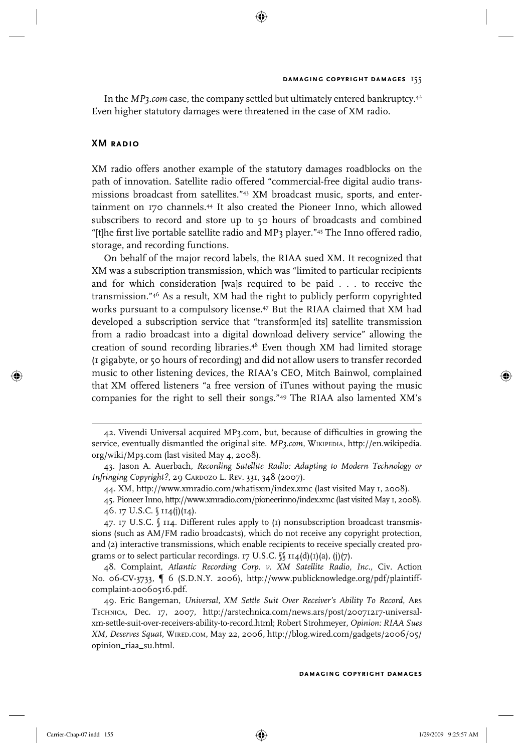In the *MP3.com* case, the company settled but ultimately entered bankruptcy.[42] Even higher statutory damages were threatened in the case of XM radio.

## XM RADIO

XM radio offers another example of the statutory damages roadblocks on the path of innovation. Satellite radio offered "commercial-free digital audio transmissions broadcast from satellites."[43] XM broadcast music, sports, and entertainment on 170 channels.[44] It also created the Pioneer Inno, which allowed subscribers to record and store up to 50 hours of broadcasts and combined "[t]he first live portable satellite radio and MP3 player."[45] The Inno offered radio, storage, and recording functions.

On behalf of the major record labels, the RIAA sued XM. It recognized that XM was a subscription transmission, which was "limited to particular recipients and for which consideration [wa]s required to be paid . . . to receive the transmission."[46] As a result, XM had the right to publicly perform copyrighted works pursuant to a compulsory license.[47] But the RIAA claimed that XM had developed a subscription service that "transform[ed its] satellite transmission from a radio broadcast into a digital download delivery service" allowing the creation of sound recording libraries.[48] Even though XM had limited storage (1 gigabyte, or 50 hours of recording) and did not allow users to transfer recorded music to other listening devices, the RIAA's CEO, Mitch Bainwol, complained that XM offered listeners "a free version of iTunes without paying the music companies for the right to sell their songs."[49] The RIAA also lamented XM's

---

42. Vivendi Universal acquired MP3.com, but, because of difficulties in growing the service, eventually dismantled the original site. *MP3.com*, WIKIPEDIA, http://en.wikipedia.org/wiki/Mp3.com (last visited May 4, 2008).

43. Jason A. Auerbach, *Recording Satellite Radio: Adapting to Modern Technology or Infringing Copyright?*, 29 CARDOZO L. REV. 331, 348 (2007).

44. XM, http://www.xmradio.com/whatisxm/index.xmc (last visited May 1, 2008).

45. Pioneer Inno, http://www.xmradio.com/pioneerinno/index.xmc (last visited May 1, 2008).

46. 17 U.S.C. § 114(j)(14).

47. 17 U.S.C. § 114. Different rules apply to (1) nonsubscription broadcast transmissions (such as AM/FM radio broadcasts), which do not receive any copyright protection, and (2) interactive transmissions, which enable recipients to receive specially created programs or to select particular recordings. 17 U.S.C. §§ 114(d)(1)(a), (j)(7).

48. Complaint, *Atlantic Recording Corp. v. XM Satellite Radio, Inc.*, Civ. Action No. 06-CV-3733, ¶ 6 (S.D.N.Y. 2006), http://www.publicknowledge.org/pdf/plaintiff-complaint-20060516.pdf.

49. Eric Bangeman, *Universal, XM Settle Suit Over Receiver's Ability To Record*, ARS TECHNICA, Dec. 17, 2007, http://arstechnica.com/news.ars/post/20071217-universal-xm-settle-suit-over-receivers-ability-to-record.html; Robert Strohmeyer, *Opinion: RIAA Sues XM, Deserves Squat*, WIRED.COM, May 22, 2006, http://blog.wired.com/gadgets/2006/05/opinion_riaa_su.html.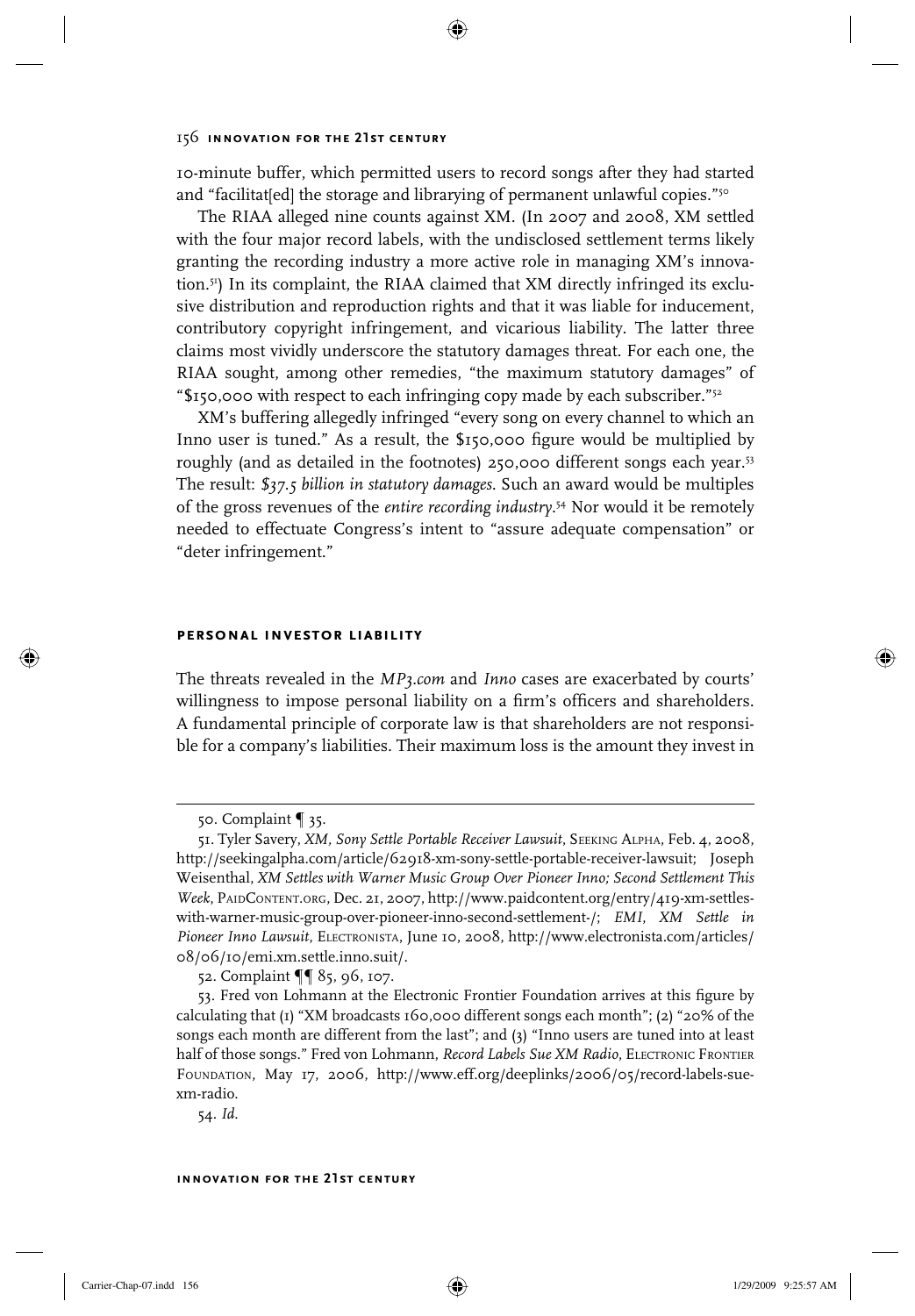10-minute buffer, which permitted users to record songs after they had started and "facilitat[ed] the storage and librarying of permanent unlawful copies."[50]

The RIAA alleged nine counts against XM. (In 2007 and 2008, XM settled with the four major record labels, with the undisclosed settlement terms likely granting the recording industry a more active role in managing XM's innovation.[51]) In its complaint, the RIAA claimed that XM directly infringed its exclusive distribution and reproduction rights and that it was liable for inducement, contributory copyright infringement, and vicarious liability. The latter three claims most vividly underscore the statutory damages threat. For each one, the RIAA sought, among other remedies, "the maximum statutory damages" of "$150,000 with respect to each infringing copy made by each subscriber."[52]

XM's buffering allegedly infringed "every song on every channel to which an Inno user is tuned." As a result, the $150,000 figure would be multiplied by roughly (and as detailed in the footnotes) 250,000 different songs each year.[53] The result: *$37.5 billion in statutory damages*. Such an award would be multiples of the gross revenues of the *entire recording industry*.[54] Nor would it be remotely needed to effectuate Congress's intent to "assure adequate compensation" or "deter infringement."

## PERSONAL INVESTOR LIABILITY

The threats revealed in the *MP3.com* and *Inno* cases are exacerbated by courts' willingness to impose personal liability on a firm's officers and shareholders. A fundamental principle of corporate law is that shareholders are not responsible for a company's liabilities. Their maximum loss is the amount they invest in

---

50. Complaint ¶ 35.

51. Tyler Savery, *XM, Sony Settle Portable Receiver Lawsuit*, SEEKING ALPHA, Feb. 4, 2008, http://seekingalpha.com/article/62918-xm-sony-settle-portable-receiver-lawsuit; Joseph Weisenthal, *XM Settles with Warner Music Group Over Pioneer Inno; Second Settlement This Week*, PAIDCONTENT.ORG, Dec. 21, 2007, http://www.paidcontent.org/entry/419-xm-settles-with-warner-music-group-over-pioneer-inno-second-settlement-/; *EMI, XM Settle in Pioneer Inno Lawsuit*, ELECTRONISTA, June 10, 2008, http://www.electronista.com/articles/08/06/10/emi.xm.settle.inno.suit/.

52. Complaint ¶¶ 85, 96, 107.

53. Fred von Lohmann at the Electronic Frontier Foundation arrives at this figure by calculating that (1) "XM broadcasts 160,000 different songs each month"; (2) "20% of the songs each month are different from the last"; and (3) "Inno users are tuned into at least half of those songs." Fred von Lohmann, *Record Labels Sue XM Radio*, ELECTRONIC FRONTIER FOUNDATION, May 17, 2006, http://www.eff.org/deeplinks/2006/05/record-labels-sue-xm-radio.

54. *Id.*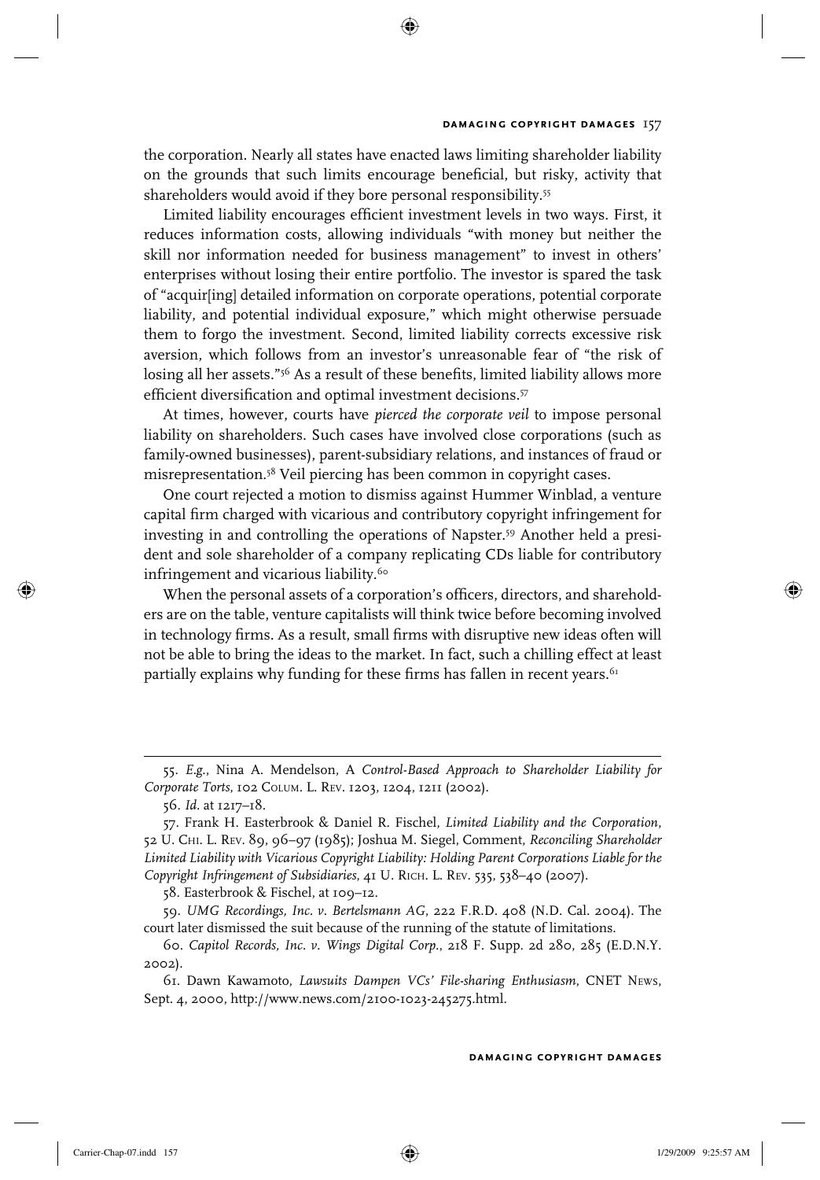the corporation. Nearly all states have enacted laws limiting shareholder liability on the grounds that such limits encourage beneficial, but risky, activity that shareholders would avoid if they bore personal responsibility.[55]

Limited liability encourages efficient investment levels in two ways. First, it reduces information costs, allowing individuals "with money but neither the skill nor information needed for business management" to invest in others' enterprises without losing their entire portfolio. The investor is spared the task of "acquir[ing] detailed information on corporate operations, potential corporate liability, and potential individual exposure," which might otherwise persuade them to forgo the investment. Second, limited liability corrects excessive risk aversion, which follows from an investor's unreasonable fear of "the risk of losing all her assets."[56] As a result of these benefits, limited liability allows more efficient diversification and optimal investment decisions.[57]

At times, however, courts have *pierced the corporate veil* to impose personal liability on shareholders. Such cases have involved close corporations (such as family-owned businesses), parent-subsidiary relations, and instances of fraud or misrepresentation.[58] Veil piercing has been common in copyright cases.

One court rejected a motion to dismiss against Hummer Winblad, a venture capital firm charged with vicarious and contributory copyright infringement for investing in and controlling the operations of Napster.[59] Another held a president and sole shareholder of a company replicating CDs liable for contributory infringement and vicarious liability.[60]

When the personal assets of a corporation's officers, directors, and shareholders are on the table, venture capitalists will think twice before becoming involved in technology firms. As a result, small firms with disruptive new ideas often will not be able to bring the ideas to the market. In fact, such a chilling effect at least partially explains why funding for these firms has fallen in recent years.[61]

---

55. *E.g.*, Nina A. Mendelson, A *Control-Based Approach to Shareholder Liability for Corporate Torts*, 102 Colum. L. Rev. 1203, 1204, 1211 (2002).

56. *Id.* at 1217–18.

57. Frank H. Easterbrook & Daniel R. Fischel, *Limited Liability and the Corporation*, 52 U. Chi. L. Rev. 89, 96–97 (1985); Joshua M. Siegel, Comment, *Reconciling Shareholder Limited Liability with Vicarious Copyright Liability: Holding Parent Corporations Liable for the Copyright Infringement of Subsidiaries*, 41 U. Rich. L. Rev. 535, 538–40 (2007).

58. Easterbrook & Fischel, at 109–12.

59. *UMG Recordings, Inc. v. Bertelsmann AG*, 222 F.R.D. 408 (N.D. Cal. 2004). The court later dismissed the suit because of the running of the statute of limitations.

60. *Capitol Records, Inc. v. Wings Digital Corp.*, 218 F. Supp. 2d 280, 285 (E.D.N.Y. 2002).

61. Dawn Kawamoto, *Lawsuits Dampen VCs' File-sharing Enthusiasm*, CNET News, Sept. 4, 2000, http://www.news.com/2100-1023-245275.html.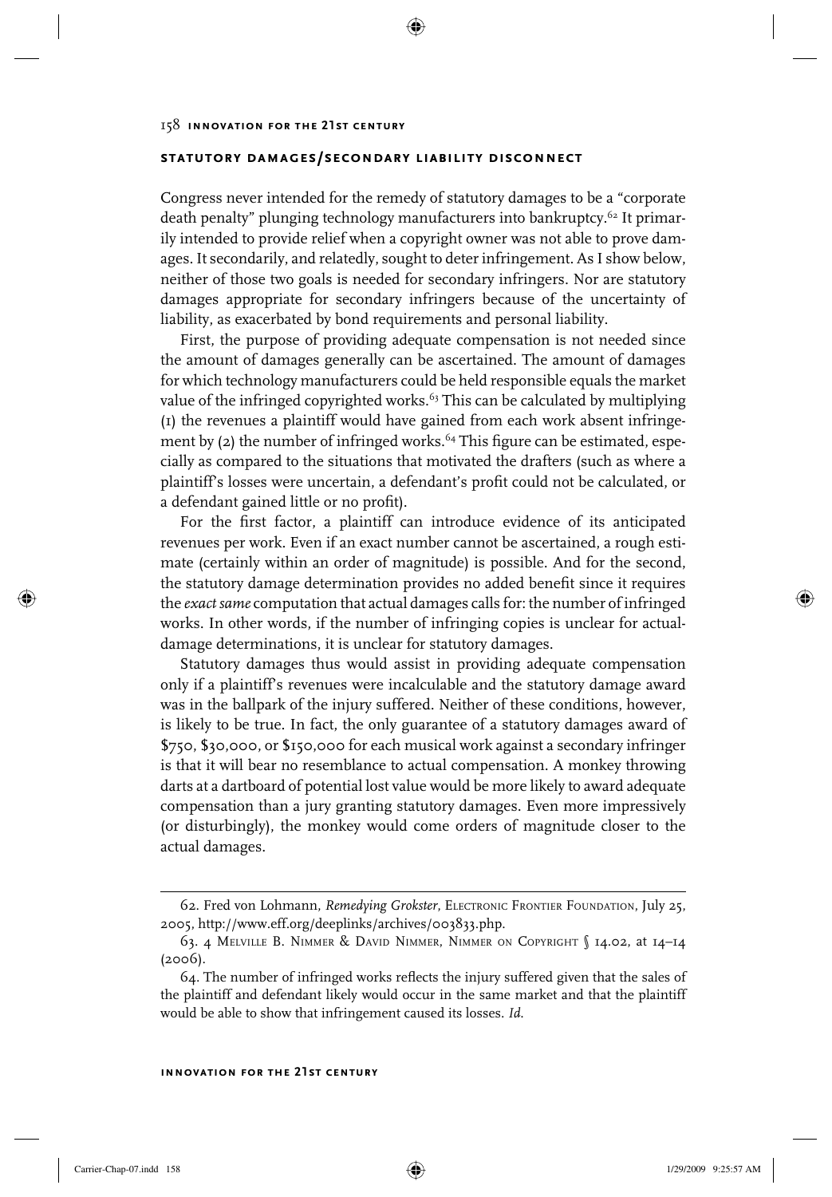## statutory damages/secondary liability disconnect

Congress never intended for the remedy of statutory damages to be a "corporate death penalty" plunging technology manufacturers into bankruptcy.[62] It primarily intended to provide relief when a copyright owner was not able to prove damages. It secondarily, and relatedly, sought to deter infringement. As I show below, neither of those two goals is needed for secondary infringers. Nor are statutory damages appropriate for secondary infringers because of the uncertainty of liability, as exacerbated by bond requirements and personal liability.

First, the purpose of providing adequate compensation is not needed since the amount of damages generally can be ascertained. The amount of damages for which technology manufacturers could be held responsible equals the market value of the infringed copyrighted works.[63] This can be calculated by multiplying (1) the revenues a plaintiff would have gained from each work absent infringement by (2) the number of infringed works.[64] This figure can be estimated, especially as compared to the situations that motivated the drafters (such as where a plaintiff's losses were uncertain, a defendant's profit could not be calculated, or a defendant gained little or no profit).

For the first factor, a plaintiff can introduce evidence of its anticipated revenues per work. Even if an exact number cannot be ascertained, a rough estimate (certainly within an order of magnitude) is possible. And for the second, the statutory damage determination provides no added benefit since it requires the *exact same* computation that actual damages calls for: the number of infringed works. In other words, if the number of infringing copies is unclear for actual-damage determinations, it is unclear for statutory damages.

Statutory damages thus would assist in providing adequate compensation only if a plaintiff's revenues were incalculable and the statutory damage award was in the ballpark of the injury suffered. Neither of these conditions, however, is likely to be true. In fact, the only guarantee of a statutory damages award of $750, $30,000, or $150,000 for each musical work against a secondary infringer is that it will bear no resemblance to actual compensation. A monkey throwing darts at a dartboard of potential lost value would be more likely to award adequate compensation than a jury granting statutory damages. Even more impressively (or disturbingly), the monkey would come orders of magnitude closer to the actual damages.

---

62. Fred von Lohmann, *Remedying Grokster*, Electronic Frontier Foundation, July 25, 2005, http://www.eff.org/deeplinks/archives/003833.php.

63. 4 Melville B. Nimmer & David Nimmer, Nimmer on Copyright § 14.02, at 14–14 (2006).

64. The number of infringed works reflects the injury suffered given that the sales of the plaintiff and defendant likely would occur in the same market and that the plaintiff would be able to show that infringement caused its losses. *Id.*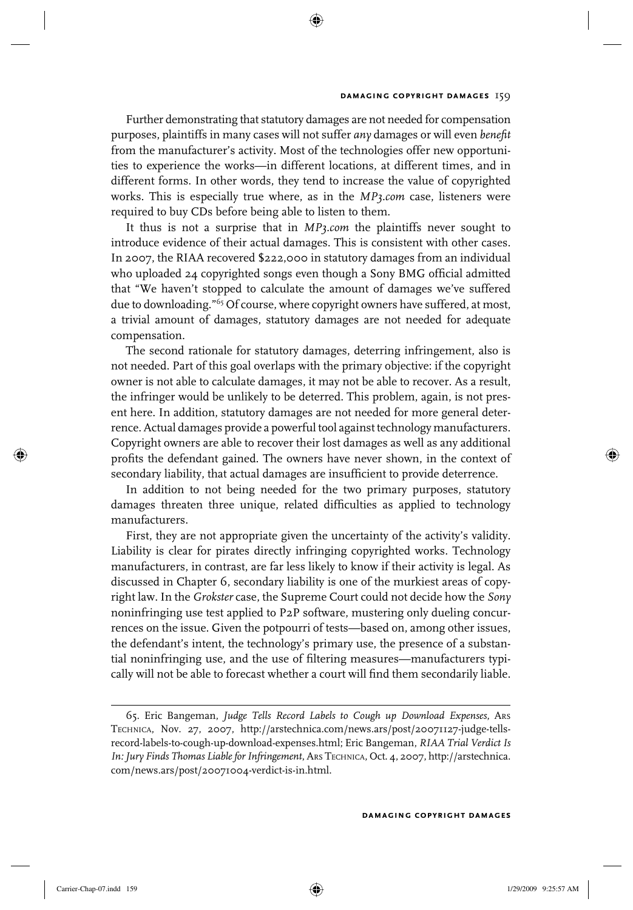Further demonstrating that statutory damages are not needed for compensation purposes, plaintiffs in many cases will not suffer *any* damages or will even *benefit* from the manufacturer's activity. Most of the technologies offer new opportunities to experience the works—in different locations, at different times, and in different forms. In other words, they tend to increase the value of copyrighted works. This is especially true where, as in the *MP3.com* case, listeners were required to buy CDs before being able to listen to them.

It thus is not a surprise that in *MP3.com* the plaintiffs never sought to introduce evidence of their actual damages. This is consistent with other cases. In 2007, the RIAA recovered $222,000 in statutory damages from an individual who uploaded 24 copyrighted songs even though a Sony BMG official admitted that "We haven't stopped to calculate the amount of damages we've suffered due to downloading."[65] Of course, where copyright owners have suffered, at most, a trivial amount of damages, statutory damages are not needed for adequate compensation.

The second rationale for statutory damages, deterring infringement, also is not needed. Part of this goal overlaps with the primary objective: if the copyright owner is not able to calculate damages, it may not be able to recover. As a result, the infringer would be unlikely to be deterred. This problem, again, is not present here. In addition, statutory damages are not needed for more general deterrence. Actual damages provide a powerful tool against technology manufacturers. Copyright owners are able to recover their lost damages as well as any additional profits the defendant gained. The owners have never shown, in the context of secondary liability, that actual damages are insufficient to provide deterrence.

In addition to not being needed for the two primary purposes, statutory damages threaten three unique, related difficulties as applied to technology manufacturers.

First, they are not appropriate given the uncertainty of the activity's validity. Liability is clear for pirates directly infringing copyrighted works. Technology manufacturers, in contrast, are far less likely to know if their activity is legal. As discussed in Chapter 6, secondary liability is one of the murkiest areas of copyright law. In the *Grokster* case, the Supreme Court could not decide how the *Sony* noninfringing use test applied to P2P software, mustering only dueling concurrences on the issue. Given the potpourri of tests—based on, among other issues, the defendant's intent, the technology's primary use, the presence of a substantial noninfringing use, and the use of filtering measures—manufacturers typically will not be able to forecast whether a court will find them secondarily liable.

---

65. Eric Bangeman, *Judge Tells Record Labels to Cough up Download Expenses*, Ars Technica, Nov. 27, 2007, http://arstechnica.com/news.ars/post/20071127-judge-tells-record-labels-to-cough-up-download-expenses.html; Eric Bangeman, *RIAA Trial Verdict Is In: Jury Finds Thomas Liable for Infringement*, Ars Technica, Oct. 4, 2007, http://arstechnica.com/news.ars/post/20071004-verdict-is-in.html.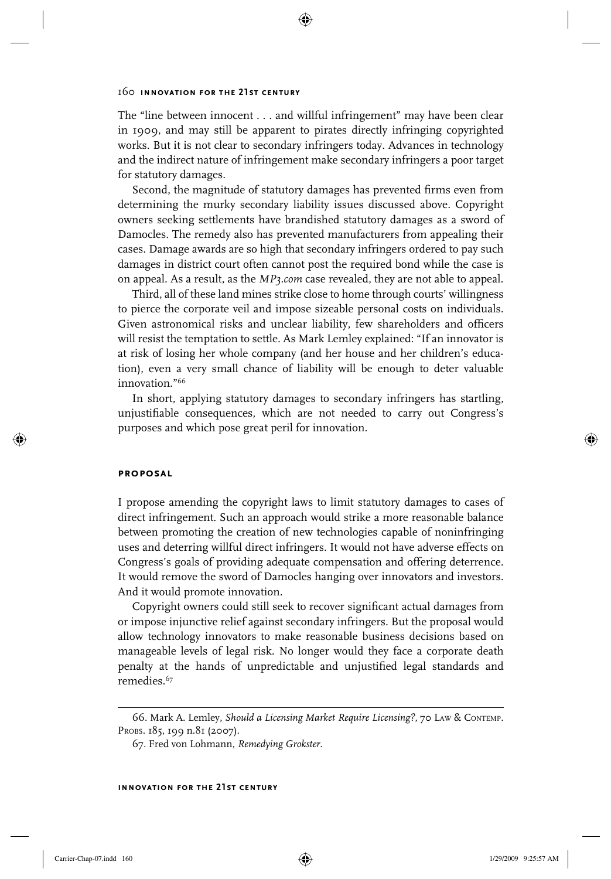The "line between innocent . . . and willful infringement" may have been clear in 1909, and may still be apparent to pirates directly infringing copyrighted works. But it is not clear to secondary infringers today. Advances in technology and the indirect nature of infringement make secondary infringers a poor target for statutory damages.

Second, the magnitude of statutory damages has prevented firms even from determining the murky secondary liability issues discussed above. Copyright owners seeking settlements have brandished statutory damages as a sword of Damocles. The remedy also has prevented manufacturers from appealing their cases. Damage awards are so high that secondary infringers ordered to pay such damages in district court often cannot post the required bond while the case is on appeal. As a result, as the *MP3.com* case revealed, they are not able to appeal.

Third, all of these land mines strike close to home through courts' willingness to pierce the corporate veil and impose sizeable personal costs on individuals. Given astronomical risks and unclear liability, few shareholders and officers will resist the temptation to settle. As Mark Lemley explained: "If an innovator is at risk of losing her whole company (and her house and her children's education), even a very small chance of liability will be enough to deter valuable innovation."[66]

In short, applying statutory damages to secondary infringers has startling, unjustifiable consequences, which are not needed to carry out Congress's purposes and which pose great peril for innovation.

## PROPOSAL

I propose amending the copyright laws to limit statutory damages to cases of direct infringement. Such an approach would strike a more reasonable balance between promoting the creation of new technologies capable of noninfringing uses and deterring willful direct infringers. It would not have adverse effects on Congress's goals of providing adequate compensation and offering deterrence. It would remove the sword of Damocles hanging over innovators and investors. And it would promote innovation.

Copyright owners could still seek to recover significant actual damages from or impose injunctive relief against secondary infringers. But the proposal would allow technology innovators to make reasonable business decisions based on manageable levels of legal risk. No longer would they face a corporate death penalty at the hands of unpredictable and unjustified legal standards and remedies.[67]

---

66. Mark A. Lemley, *Should a Licensing Market Require Licensing?*, 70 Law & Contemp. Probs. 185, 199 n.81 (2007).

67. Fred von Lohmann, *Remedying Grokster.*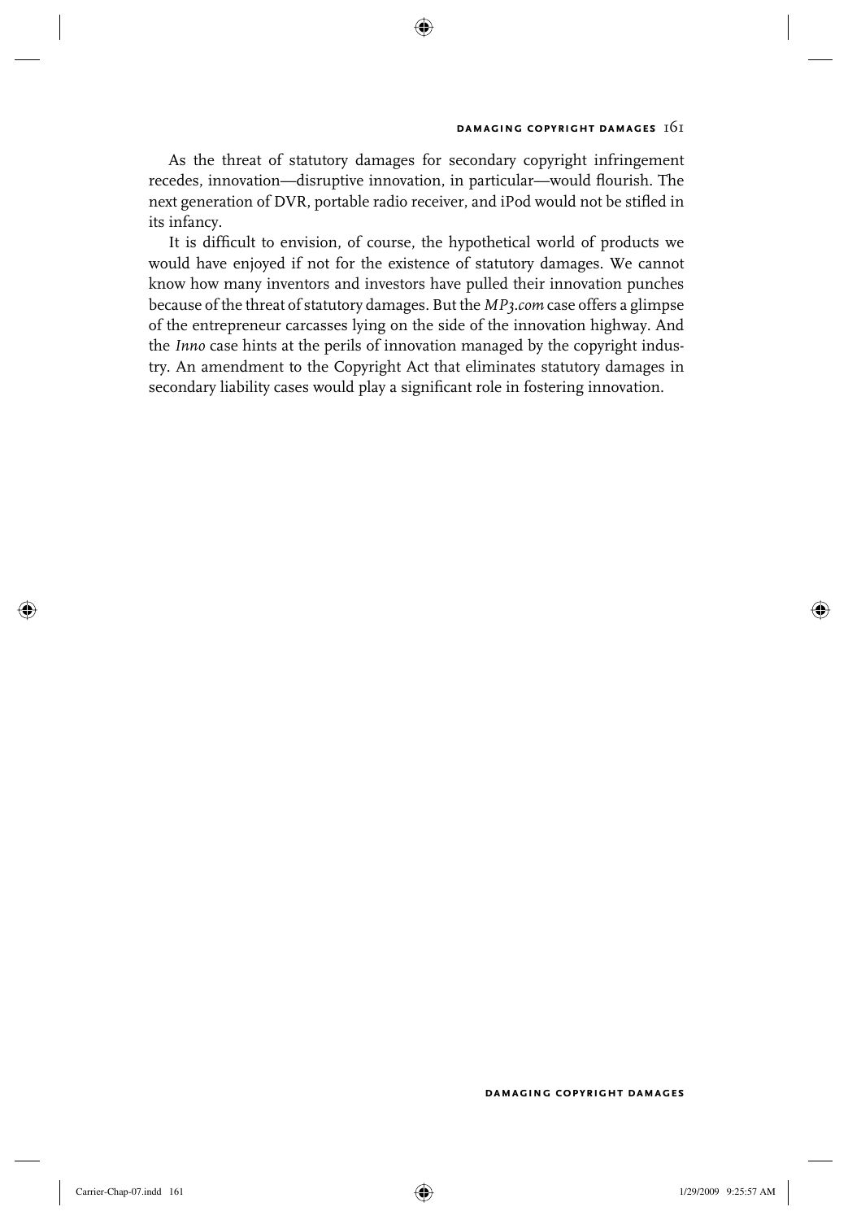As the threat of statutory damages for secondary copyright infringement recedes, innovation—disruptive innovation, in particular—would flourish. The next generation of DVR, portable radio receiver, and iPod would not be stifled in its infancy.

It is difficult to envision, of course, the hypothetical world of products we would have enjoyed if not for the existence of statutory damages. We cannot know how many inventors and investors have pulled their innovation punches because of the threat of statutory damages. But the *MP3.com* case offers a glimpse of the entrepreneur carcasses lying on the side of the innovation highway. And the *Inno* case hints at the perils of innovation managed by the copyright industry. An amendment to the Copyright Act that eliminates statutory damages in secondary liability cases would play a significant role in fostering innovation.